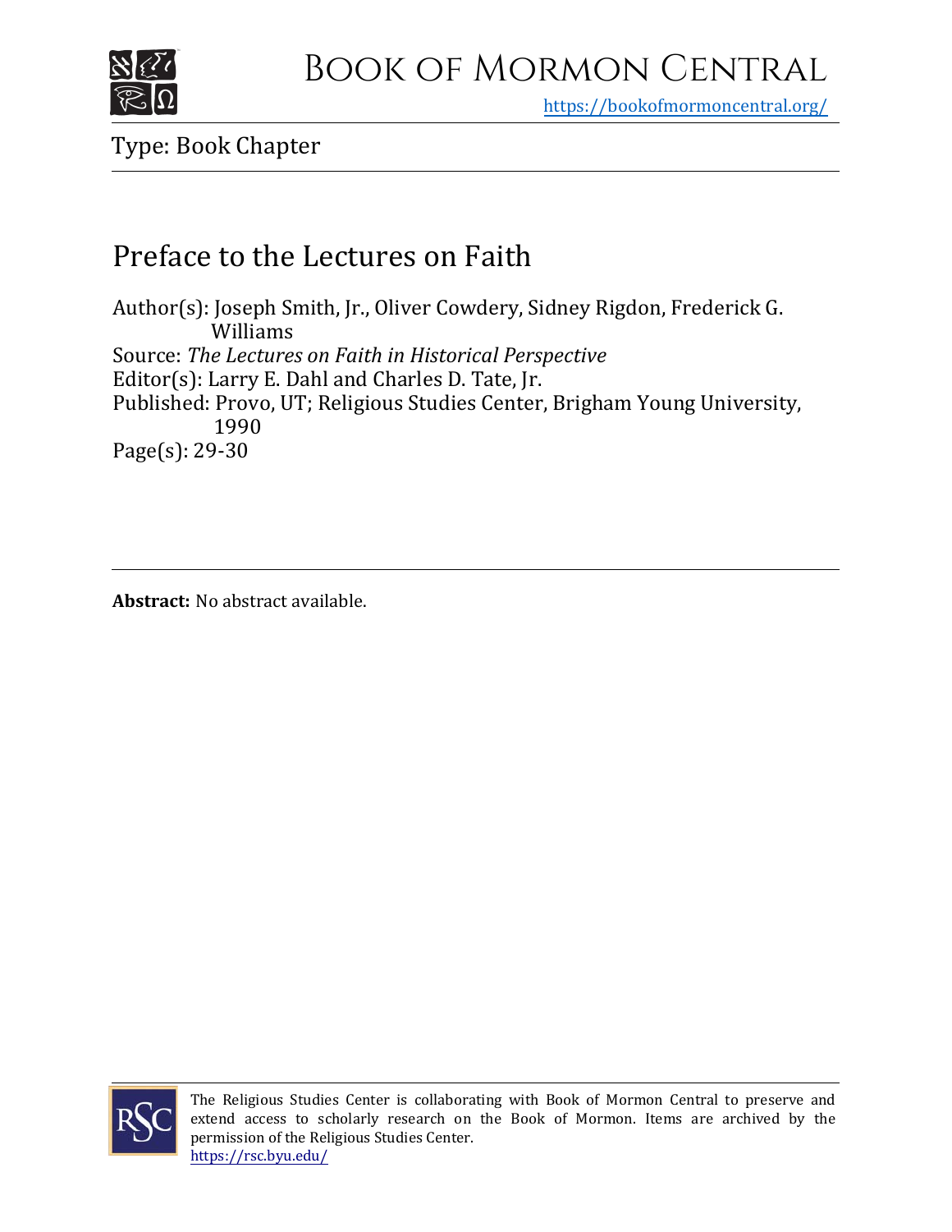# Book of Mormon Central

https://bookofmormoncentral.org/

Type: Book Chapter

## Preface to the Lectures on Faith

Author(s): Joseph Smith, Jr., Oliver Cowdery, Sidney Rigdon, Frederick G. Williams
Source: *The Lectures on Faith in Historical Perspective*
Editor(s): Larry E. Dahl and Charles D. Tate, Jr.
Published: Provo, UT; Religious Studies Center, Brigham Young University, 1990
Page(s): 29-30

**Abstract:** No abstract available.

The Religious Studies Center is collaborating with Book of Mormon Central to preserve and extend access to scholarly research on the Book of Mormon. Items are archived by the permission of the Religious Studies Center.
https://rsc.byu.edu/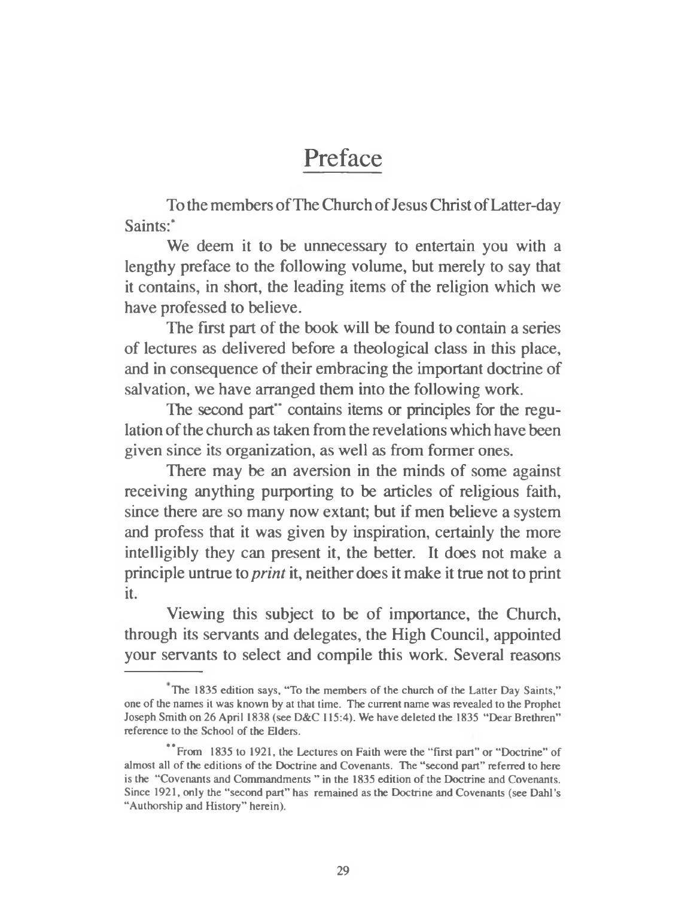# Preface

To the members of The Church of Jesus Christ of Latter-day Saints:*

We deem it to be unnecessary to entertain you with a lengthy preface to the following volume, but merely to say that it contains, in short, the leading items of the religion which we have professed to believe.

The first part of the book will be found to contain a series of lectures as delivered before a theological class in this place, and in consequence of their embracing the important doctrine of salvation, we have arranged them into the following work.

The second part** contains items or principles for the regulation of the church as taken from the revelations which have been given since its organization, as well as from former ones.

There may be an aversion in the minds of some against receiving anything purporting to be articles of religious faith, since there are so many now extant; but if men believe a system and profess that it was given by inspiration, certainly the more intelligibly they can present it, the better. It does not make a principle untrue to *print* it, neither does it make it true not to print it.

Viewing this subject to be of importance, the Church, through its servants and delegates, the High Council, appointed your servants to select and compile this work. Several reasons

---

*The 1835 edition says, "To the members of the church of the Latter Day Saints," one of the names it was known by at that time. The current name was revealed to the Prophet Joseph Smith on 26 April 1838 (see D&C 115:4). We have deleted the 1835 "Dear Brethren" reference to the School of the Elders.

**From 1835 to 1921, the Lectures on Faith were the "first part" or "Doctrine" of almost all of the editions of the Doctrine and Covenants. The "second part" referred to here is the "Covenants and Commandments" in the 1835 edition of the Doctrine and Covenants. Since 1921, only the "second part" has remained as the Doctrine and Covenants (see Dahl's "Authorship and History" herein).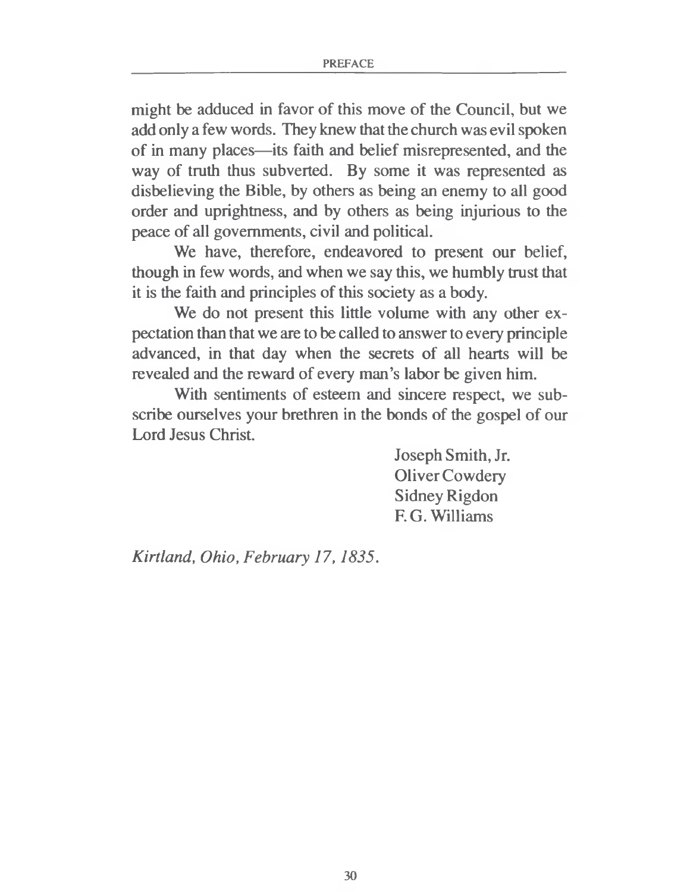might be adduced in favor of this move of the Council, but we add only a few words. They knew that the church was evil spoken of in many places—its faith and belief misrepresented, and the way of truth thus subverted. By some it was represented as disbelieving the Bible, by others as being an enemy to all good order and uprightness, and by others as being injurious to the peace of all governments, civil and political.

We have, therefore, endeavored to present our belief, though in few words, and when we say this, we humbly trust that it is the faith and principles of this society as a body.

We do not present this little volume with any other expectation than that we are to be called to answer to every principle advanced, in that day when the secrets of all hearts will be revealed and the reward of every man's labor be given him.

With sentiments of esteem and sincere respect, we subscribe ourselves your brethren in the bonds of the gospel of our Lord Jesus Christ.

Joseph Smith, Jr.
Oliver Cowdery
Sidney Rigdon
F. G. Williams

*Kirtland, Ohio, February 17, 1835.*